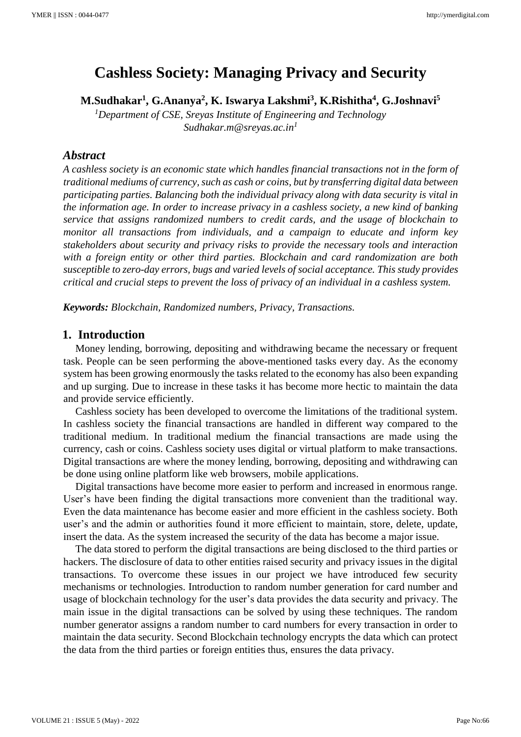# Cashless Society: Managing Privacy and Security

**M.Sudhakar[1], G.Ananya[2], K. Iswarya Lakshmi[3], K.Rishitha[4], G.Joshnavi[5]**

*[1]Department of CSE, Sreyas Institute of Engineering and Technology*
*Sudhakar.m@sreyas.ac.in[1]*

## *Abstract*

*A cashless society is an economic state which handles financial transactions not in the form of traditional mediums of currency, such as cash or coins, but by transferring digital data between participating parties. Balancing both the individual privacy along with data security is vital in the information age. In order to increase privacy in a cashless society, a new kind of banking service that assigns randomized numbers to credit cards, and the usage of blockchain to monitor all transactions from individuals, and a campaign to educate and inform key stakeholders about security and privacy risks to provide the necessary tools and interaction with a foreign entity or other third parties. Blockchain and card randomization are both susceptible to zero-day errors, bugs and varied levels of social acceptance. This study provides critical and crucial steps to prevent the loss of privacy of an individual in a cashless system.*

***Keywords:*** *Blockchain, Randomized numbers, Privacy, Transactions.*

## 1. Introduction

Money lending, borrowing, depositing and withdrawing became the necessary or frequent task. People can be seen performing the above-mentioned tasks every day. As the economy system has been growing enormously the tasks related to the economy has also been expanding and up surging. Due to increase in these tasks it has become more hectic to maintain the data and provide service efficiently.

Cashless society has been developed to overcome the limitations of the traditional system. In cashless society the financial transactions are handled in different way compared to the traditional medium. In traditional medium the financial transactions are made using the currency, cash or coins. Cashless society uses digital or virtual platform to make transactions. Digital transactions are where the money lending, borrowing, depositing and withdrawing can be done using online platform like web browsers, mobile applications.

Digital transactions have become more easier to perform and increased in enormous range. User's have been finding the digital transactions more convenient than the traditional way. Even the data maintenance has become easier and more efficient in the cashless society. Both user's and the admin or authorities found it more efficient to maintain, store, delete, update, insert the data. As the system increased the security of the data has become a major issue.

The data stored to perform the digital transactions are being disclosed to the third parties or hackers. The disclosure of data to other entities raised security and privacy issues in the digital transactions. To overcome these issues in our project we have introduced few security mechanisms or technologies. Introduction to random number generation for card number and usage of blockchain technology for the user's data provides the data security and privacy. The main issue in the digital transactions can be solved by using these techniques. The random number generator assigns a random number to card numbers for every transaction in order to maintain the data security. Second Blockchain technology encrypts the data which can protect the data from the third parties or foreign entities thus, ensures the data privacy.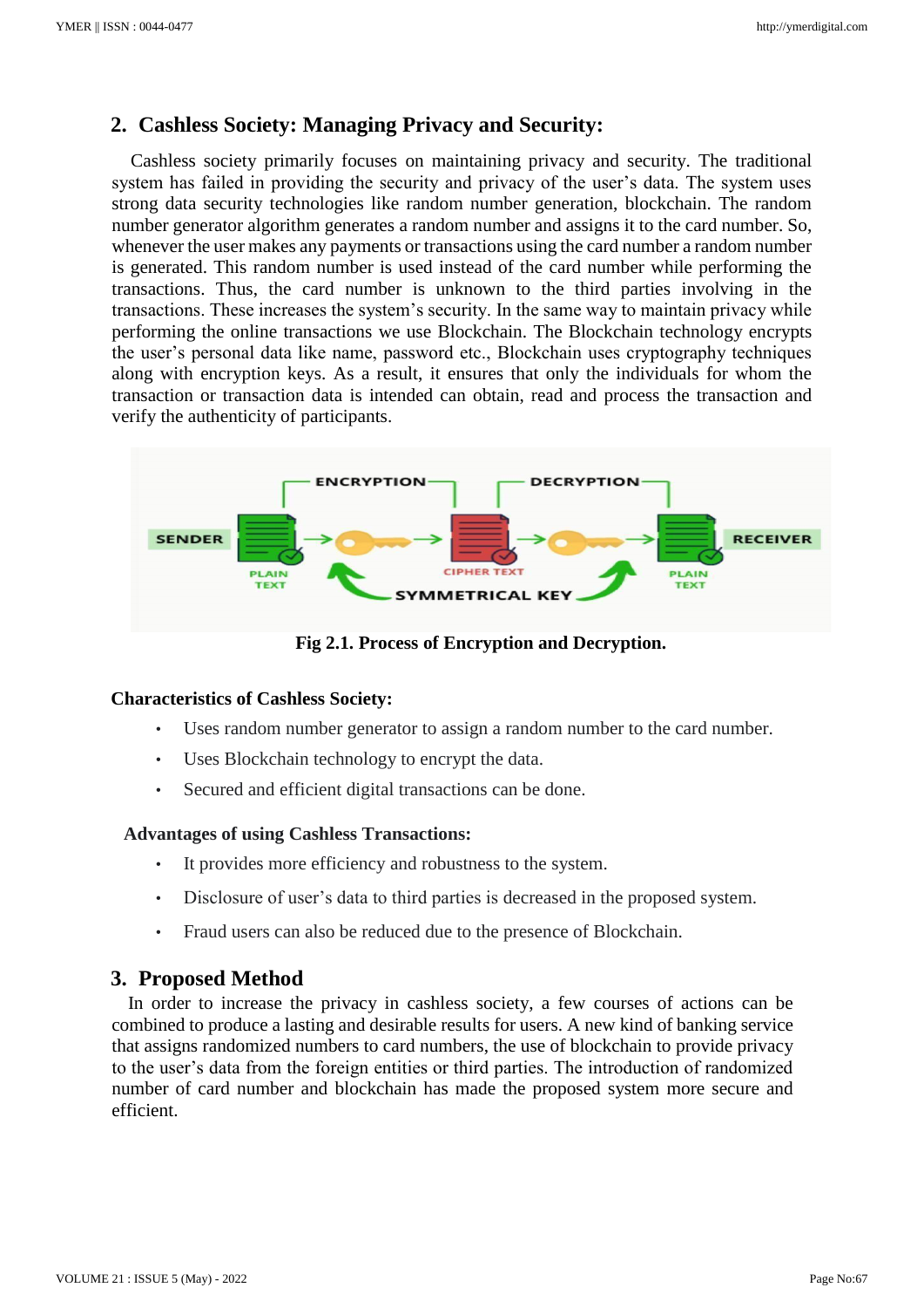## 2. Cashless Society: Managing Privacy and Security:

Cashless society primarily focuses on maintaining privacy and security. The traditional system has failed in providing the security and privacy of the user's data. The system uses strong data security technologies like random number generation, blockchain. The random number generator algorithm generates a random number and assigns it to the card number. So, whenever the user makes any payments or transactions using the card number a random number is generated. This random number is used instead of the card number while performing the transactions. Thus, the card number is unknown to the third parties involving in the transactions. These increases the system's security. In the same way to maintain privacy while performing the online transactions we use Blockchain. The Blockchain technology encrypts the user's personal data like name, password etc., Blockchain uses cryptography techniques along with encryption keys. As a result, it ensures that only the individuals for whom the transaction or transaction data is intended can obtain, read and process the transaction and verify the authenticity of participants.

**Fig 2.1. Process of Encryption and Decryption.**

**Characteristics of Cashless Society:**

- Uses random number generator to assign a random number to the card number.
- Uses Blockchain technology to encrypt the data.
- Secured and efficient digital transactions can be done.

**Advantages of using Cashless Transactions:**

- It provides more efficiency and robustness to the system.
- Disclosure of user's data to third parties is decreased in the proposed system.
- Fraud users can also be reduced due to the presence of Blockchain.

## 3. Proposed Method

In order to increase the privacy in cashless society, a few courses of actions can be combined to produce a lasting and desirable results for users. A new kind of banking service that assigns randomized numbers to card numbers, the use of blockchain to provide privacy to the user's data from the foreign entities or third parties. The introduction of randomized number of card number and blockchain has made the proposed system more secure and efficient.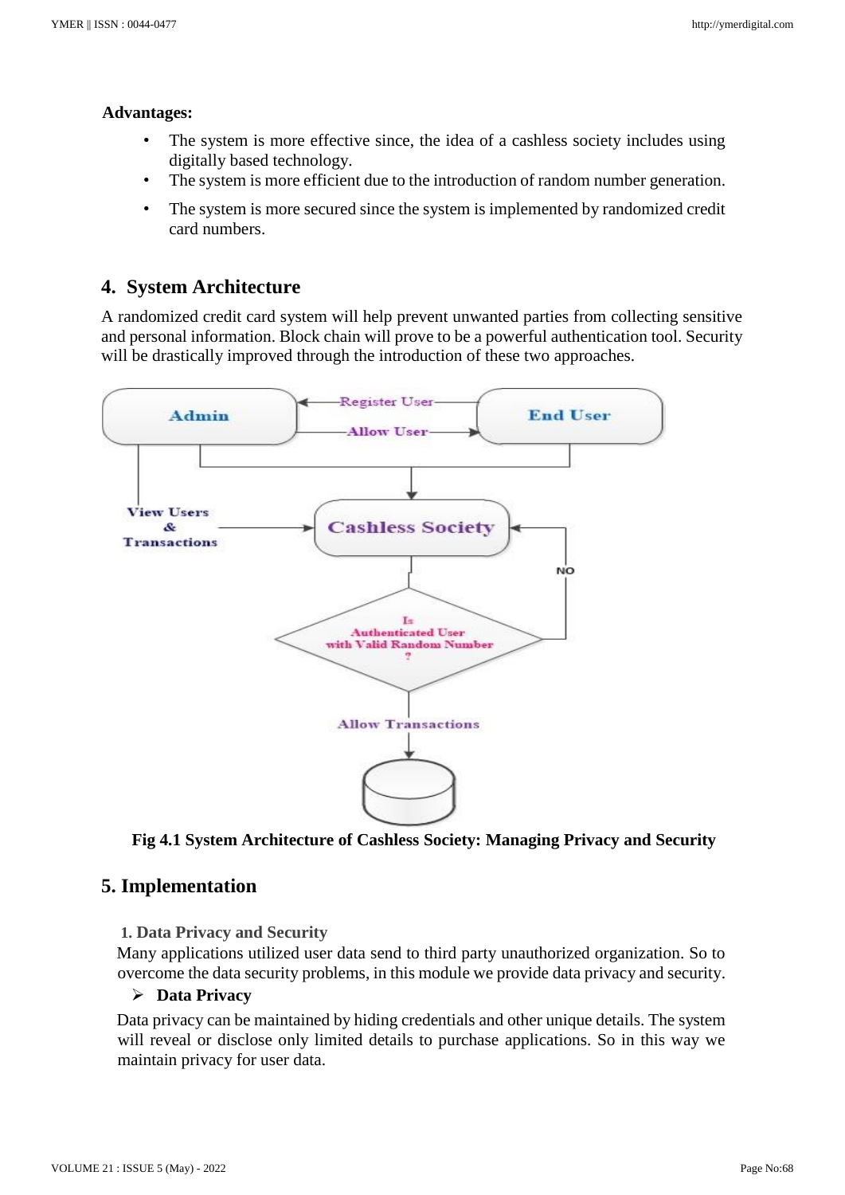**Advantages:**

- The system is more effective since, the idea of a cashless society includes using digitally based technology.
- The system is more efficient due to the introduction of random number generation.
- The system is more secured since the system is implemented by randomized credit card numbers.

## 4. System Architecture

A randomized credit card system will help prevent unwanted parties from collecting sensitive and personal information. Block chain will prove to be a powerful authentication tool. Security will be drastically improved through the introduction of these two approaches.

**Fig 4.1 System Architecture of Cashless Society: Managing Privacy and Security**

## 5. Implementation

### 1. Data Privacy and Security

Many applications utilized user data send to third party unauthorized organization. So to overcome the data security problems, in this module we provide data privacy and security.

➢ **Data Privacy**

Data privacy can be maintained by hiding credentials and other unique details. The system will reveal or disclose only limited details to purchase applications. So in this way we maintain privacy for user data.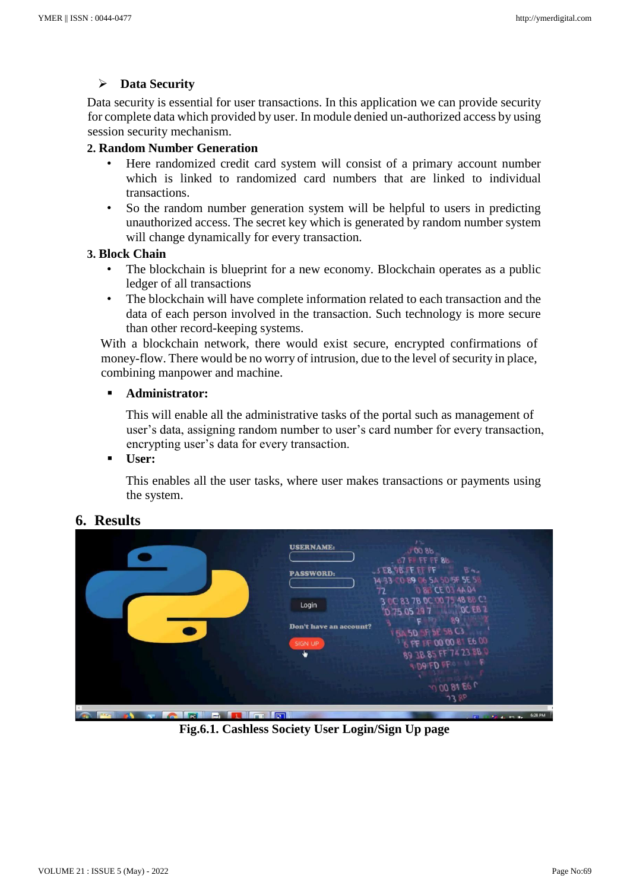- **Data Security**

Data security is essential for user transactions. In this application we can provide security for complete data which provided by user. In module denied un-authorized access by using session security mechanism.

**2. Random Number Generation**

- Here randomized credit card system will consist of a primary account number which is linked to randomized card numbers that are linked to individual transactions.
- So the random number generation system will be helpful to users in predicting unauthorized access. The secret key which is generated by random number system will change dynamically for every transaction.

**3. Block Chain**

- The blockchain is blueprint for a new economy. Blockchain operates as a public ledger of all transactions
- The blockchain will have complete information related to each transaction and the data of each person involved in the transaction. Such technology is more secure than other record-keeping systems.

With a blockchain network, there would exist secure, encrypted confirmations of money-flow. There would be no worry of intrusion, due to the level of security in place, combining manpower and machine.

- **Administrator:**

  This will enable all the administrative tasks of the portal such as management of user's data, assigning random number to user's card number for every transaction, encrypting user's data for every transaction.

- **User:**

  This enables all the user tasks, where user makes transactions or payments using the system.

## 6. Results

**Fig.6.1. Cashless Society User Login/Sign Up page**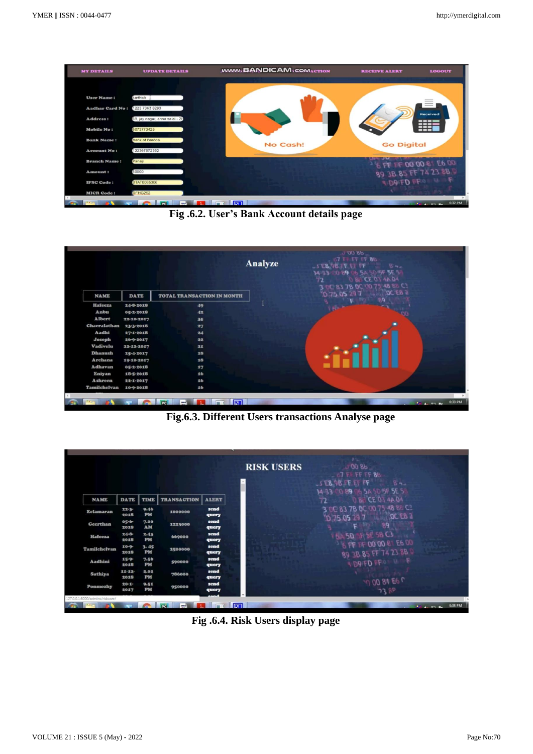Fig .6.2. User's Bank Account details page

Fig.6.3. Different Users transactions Analyse page

Fig .6.4. Risk Users display page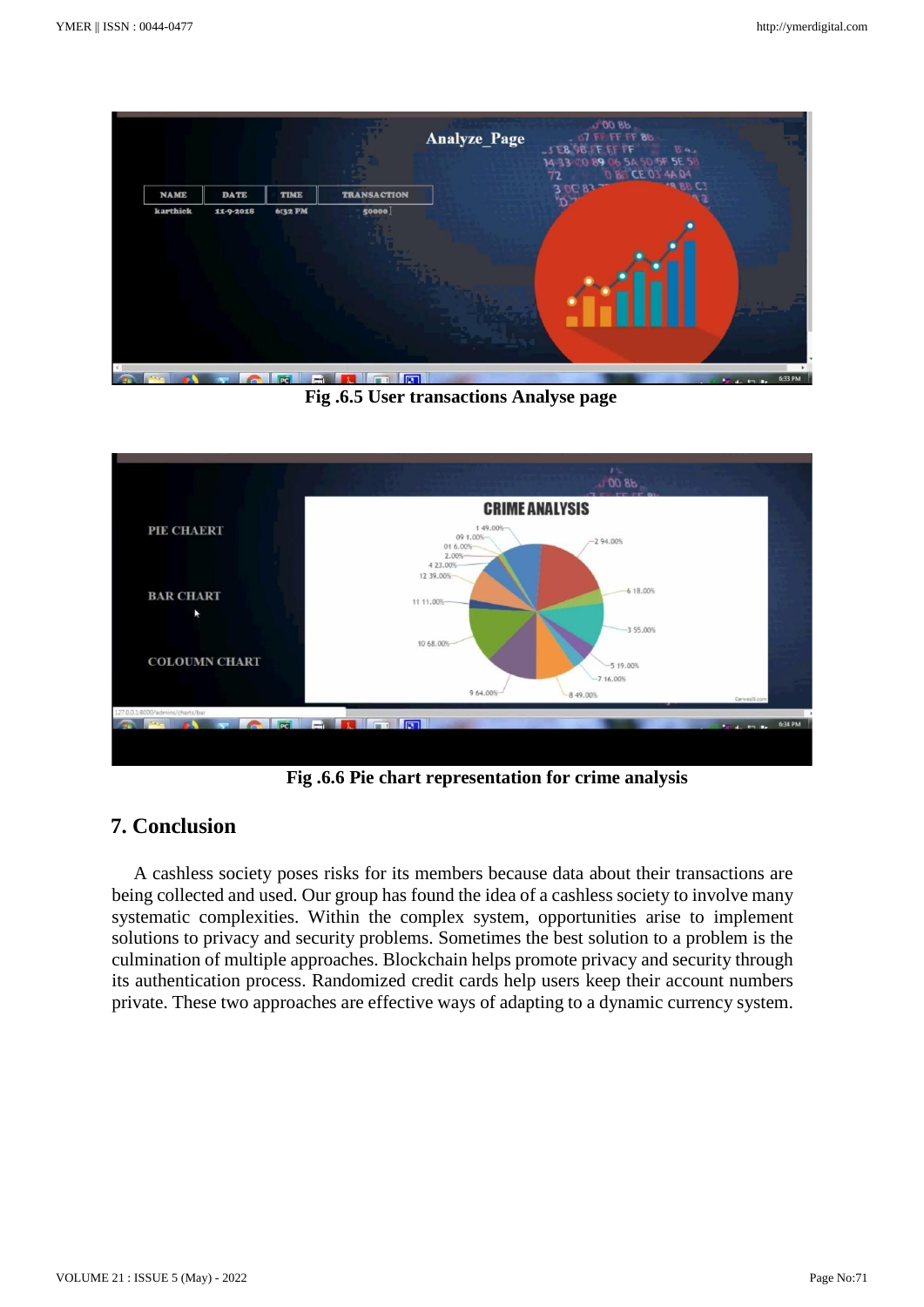Fig .6.5 User transactions Analyse page

Fig .6.6 Pie chart representation for crime analysis

## 7. Conclusion

A cashless society poses risks for its members because data about their transactions are being collected and used. Our group has found the idea of a cashless society to involve many systematic complexities. Within the complex system, opportunities arise to implement solutions to privacy and security problems. Sometimes the best solution to a problem is the culmination of multiple approaches. Blockchain helps promote privacy and security through its authentication process. Randomized credit cards help users keep their account numbers private. These two approaches are effective ways of adapting to a dynamic currency system.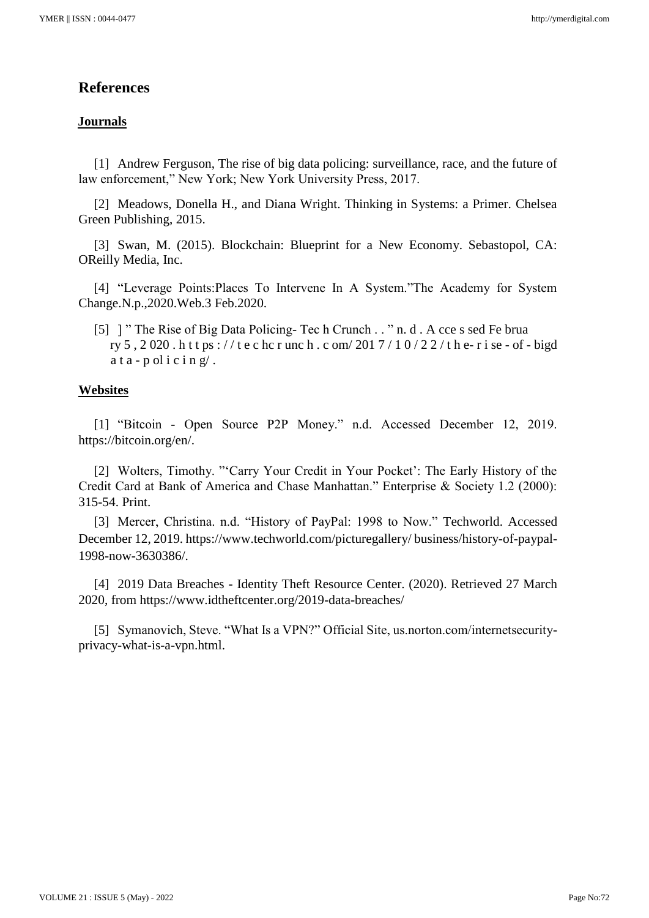## References

### Journals

[1] Andrew Ferguson, The rise of big data policing: surveillance, race, and the future of law enforcement," New York; New York University Press, 2017.

[2] Meadows, Donella H., and Diana Wright. Thinking in Systems: a Primer. Chelsea Green Publishing, 2015.

[3] Swan, M. (2015). Blockchain: Blueprint for a New Economy. Sebastopol, CA: OReilly Media, Inc.

[4] "Leverage Points:Places To Intervene In A System."The Academy for System Change.N.p.,2020.Web.3 Feb.2020.

[5] ] " The Rise of Big Data Policing- Tec h Crunch . . " n. d . A cce s sed Fe brua ry 5 , 2 020 . h t t ps : / / t e c hc r unc h . c om/ 201 7 / 1 0 / 2 2 / t h e- r i se - of - bigd a t a - p ol i c i n g/ .

### Websites

[1] "Bitcoin - Open Source P2P Money." n.d. Accessed December 12, 2019. https://bitcoin.org/en/.

[2] Wolters, Timothy. "'Carry Your Credit in Your Pocket': The Early History of the Credit Card at Bank of America and Chase Manhattan." Enterprise & Society 1.2 (2000): 315-54. Print.

[3] Mercer, Christina. n.d. "History of PayPal: 1998 to Now." Techworld. Accessed December 12, 2019. https://www.techworld.com/picturegallery/ business/history-of-paypal-1998-now-3630386/.

[4] 2019 Data Breaches - Identity Theft Resource Center. (2020). Retrieved 27 March 2020, from https://www.idtheftcenter.org/2019-data-breaches/

[5] Symanovich, Steve. "What Is a VPN?" Official Site, us.norton.com/internetsecurity-privacy-what-is-a-vpn.html.